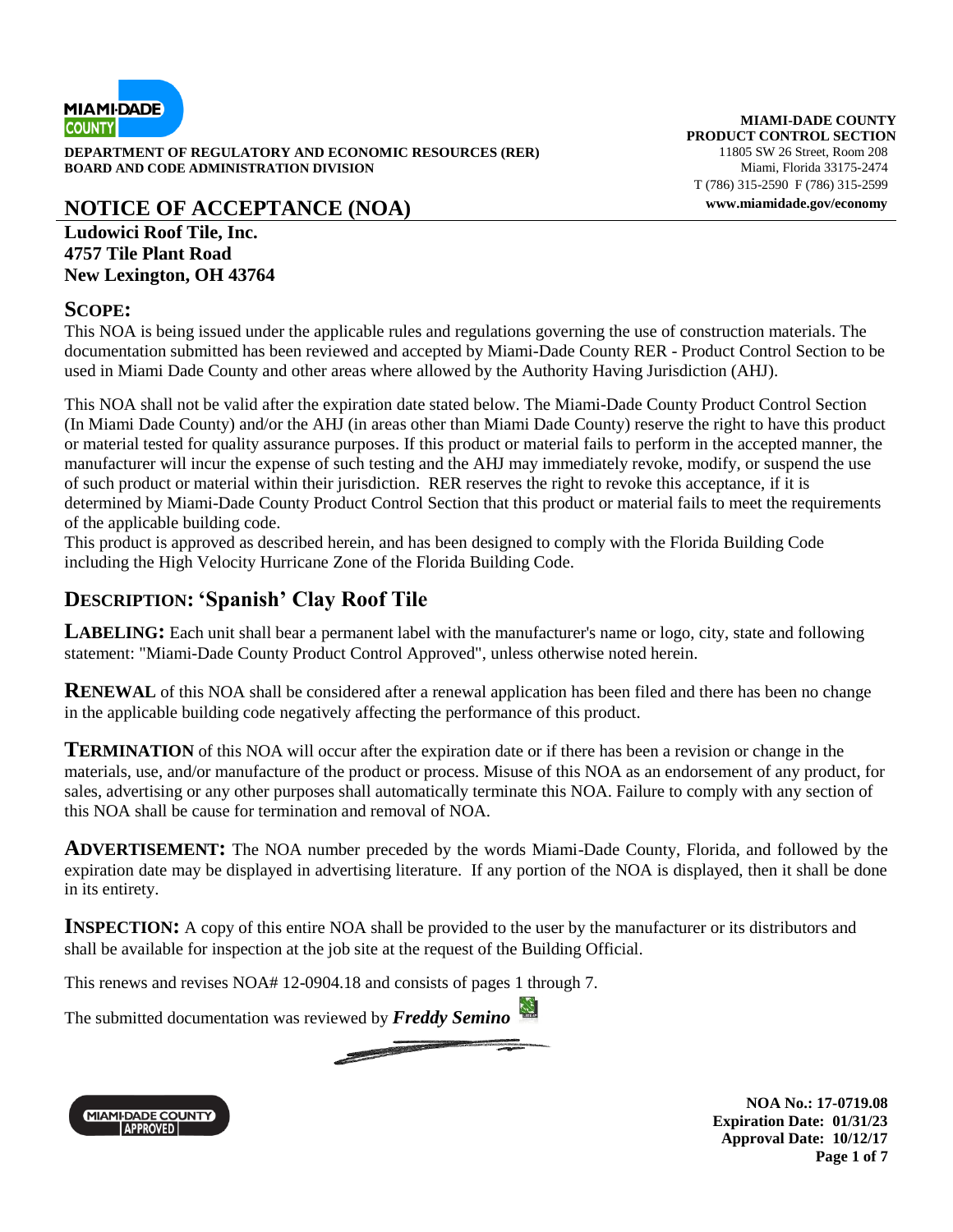MIAMI-DADE COUNTY

**DEPARTMENT OF REGULATORY AND ECONOMIC RESOURCES (RER)**
**BOARD AND CODE ADMINISTRATION DIVISION**

**MIAMI-DADE COUNTY**
**PRODUCT CONTROL SECTION**
11805 SW 26 Street, Room 208
Miami, Florida 33175-2474
T (786) 315-2590 F (786) 315-2599
**www.miamidade.gov/economy**

# NOTICE OF ACCEPTANCE (NOA)

**Ludowici Roof Tile, Inc.**
**4757 Tile Plant Road**
**New Lexington, OH 43764**

## SCOPE:

This NOA is being issued under the applicable rules and regulations governing the use of construction materials. The documentation submitted has been reviewed and accepted by Miami-Dade County RER - Product Control Section to be used in Miami Dade County and other areas where allowed by the Authority Having Jurisdiction (AHJ).

This NOA shall not be valid after the expiration date stated below. The Miami-Dade County Product Control Section (In Miami Dade County) and/or the AHJ (in areas other than Miami Dade County) reserve the right to have this product or material tested for quality assurance purposes. If this product or material fails to perform in the accepted manner, the manufacturer will incur the expense of such testing and the AHJ may immediately revoke, modify, or suspend the use of such product or material within their jurisdiction. RER reserves the right to revoke this acceptance, if it is determined by Miami-Dade County Product Control Section that this product or material fails to meet the requirements of the applicable building code.
This product is approved as described herein, and has been designed to comply with the Florida Building Code including the High Velocity Hurricane Zone of the Florida Building Code.

## DESCRIPTION: 'Spanish' Clay Roof Tile

**LABELING:** Each unit shall bear a permanent label with the manufacturer's name or logo, city, state and following statement: "Miami-Dade County Product Control Approved", unless otherwise noted herein.

**RENEWAL** of this NOA shall be considered after a renewal application has been filed and there has been no change in the applicable building code negatively affecting the performance of this product.

**TERMINATION** of this NOA will occur after the expiration date or if there has been a revision or change in the materials, use, and/or manufacture of the product or process. Misuse of this NOA as an endorsement of any product, for sales, advertising or any other purposes shall automatically terminate this NOA. Failure to comply with any section of this NOA shall be cause for termination and removal of NOA.

**ADVERTISEMENT:** The NOA number preceded by the words Miami-Dade County, Florida, and followed by the expiration date may be displayed in advertising literature. If any portion of the NOA is displayed, then it shall be done in its entirety.

**INSPECTION:** A copy of this entire NOA shall be provided to the user by the manufacturer or its distributors and shall be available for inspection at the job site at the request of the Building Official.

This renews and revises NOA# 12-0904.18 and consists of pages 1 through 7.

The submitted documentation was reviewed by ***Freddy Semino***

MIAMI-DADE COUNTY APPROVED

**NOA No.: 17-0719.08**
**Expiration Date: 01/31/23**
**Approval Date: 10/12/17**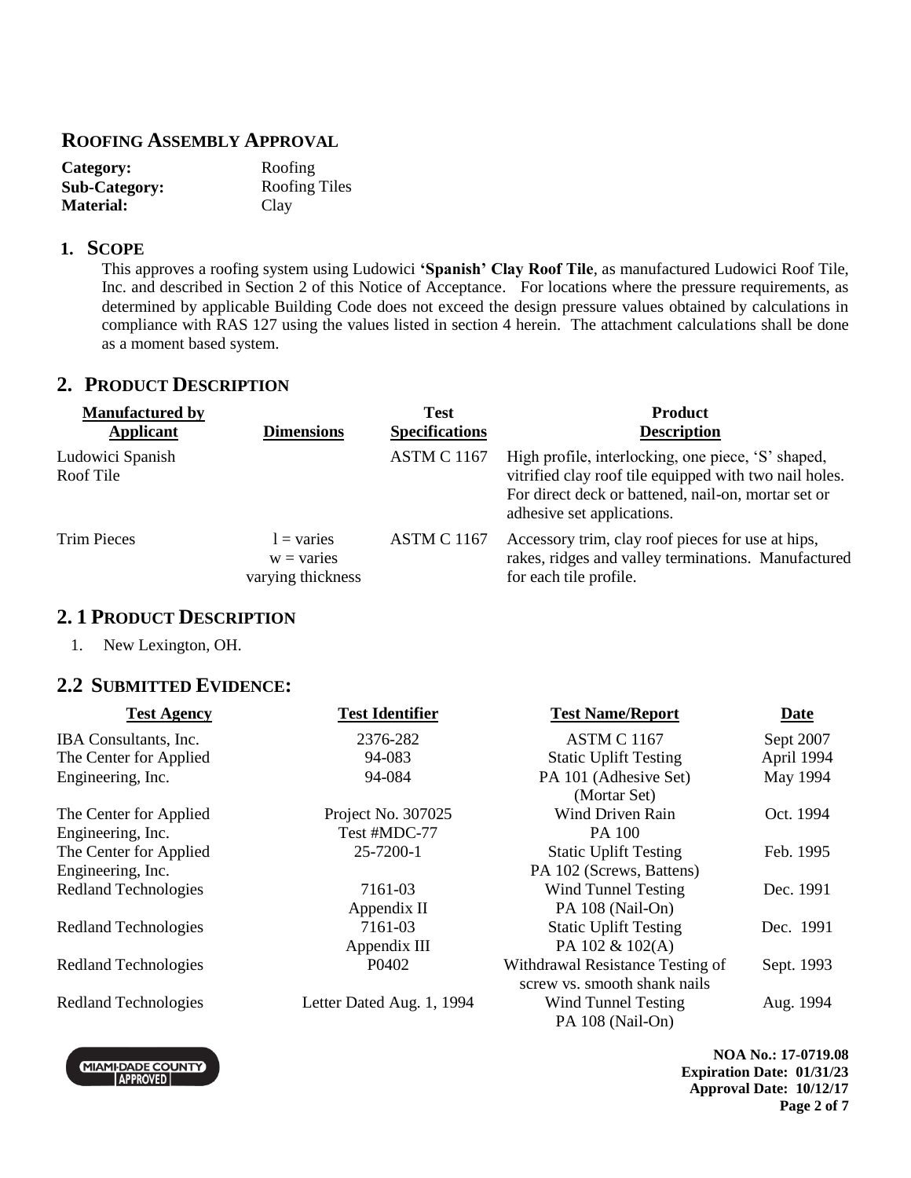## ROOFING ASSEMBLY APPROVAL

| | |
|---|---|
| **Category:** | Roofing |
| **Sub-Category:** | Roofing Tiles |
| **Material:** | Clay |

## 1. SCOPE

This approves a roofing system using Ludowici **'Spanish' Clay Roof Tile**, as manufactured Ludowici Roof Tile, Inc. and described in Section 2 of this Notice of Acceptance. For locations where the pressure requirements, as determined by applicable Building Code does not exceed the design pressure values obtained by calculations in compliance with RAS 127 using the values listed in section 4 herein. The attachment calculations shall be done as a moment based system.

## 2. PRODUCT DESCRIPTION

| Manufactured by Applicant | Dimensions | Test Specifications | Product Description |
|---|---|---|---|
| Ludowici Spanish Roof Tile | | ASTM C 1167 | High profile, interlocking, one piece, 'S' shaped, vitrified clay roof tile equipped with two nail holes. For direct deck or battened, nail-on, mortar set or adhesive set applications. |
| Trim Pieces | l = varies<br>w = varies<br>varying thickness | ASTM C 1167 | Accessory trim, clay roof pieces for use at hips, rakes, ridges and valley terminations. Manufactured for each tile profile. |

## 2. 1 PRODUCT DESCRIPTION

1. New Lexington, OH.

## 2.2 SUBMITTED EVIDENCE:

| Test Agency | Test Identifier | Test Name/Report | Date |
|---|---|---|---|
| IBA Consultants, Inc. | 2376-282 | ASTM C 1167 | Sept 2007 |
| The Center for Applied Engineering, Inc. | 94-083<br>94-084 | Static Uplift Testing<br>PA 101 (Adhesive Set)<br>(Mortar Set) | April 1994<br>May 1994 |
| The Center for Applied Engineering, Inc. | Project No. 307025<br>Test #MDC-77 | Wind Driven Rain<br>PA 100 | Oct. 1994 |
| The Center for Applied Engineering, Inc. | 25-7200-1 | Static Uplift Testing<br>PA 102 (Screws, Battens) | Feb. 1995 |
| Redland Technologies | 7161-03<br>Appendix II | Wind Tunnel Testing<br>PA 108 (Nail-On) | Dec. 1991 |
| Redland Technologies | 7161-03<br>Appendix III | Static Uplift Testing<br>PA 102 & 102(A) | Dec. 1991 |
| Redland Technologies | P0402 | Withdrawal Resistance Testing of screw vs. smooth shank nails | Sept. 1993 |
| Redland Technologies | Letter Dated Aug. 1, 1994 | Wind Tunnel Testing<br>PA 108 (Nail-On) | Aug. 1994 |

MIAMI-DADE COUNTY APPROVED

**NOA No.: 17-0719.08**
**Expiration Date: 01/31/23**
**Approval Date: 10/12/17**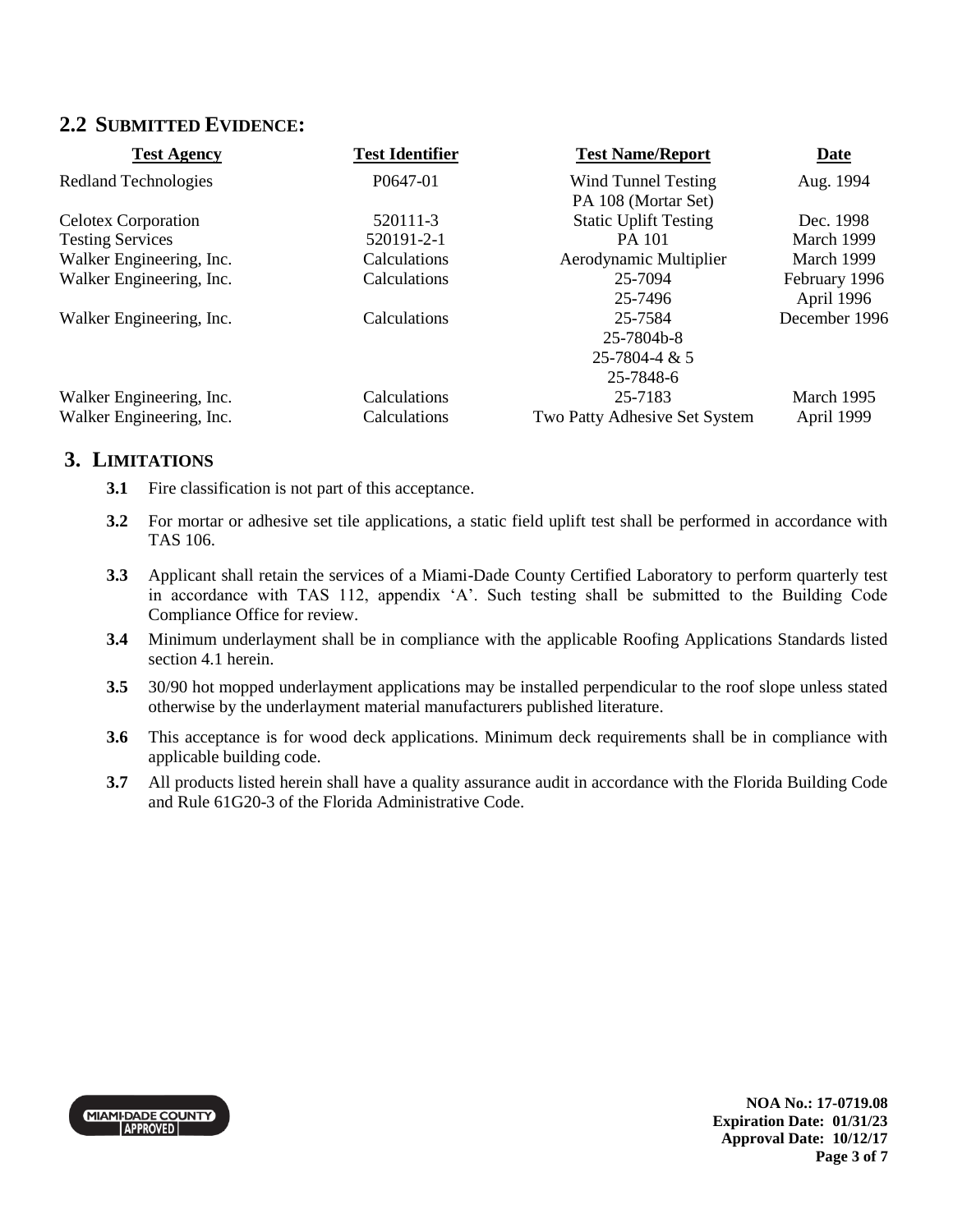## 2.2 SUBMITTED EVIDENCE:

| Test Agency | Test Identifier | Test Name/Report | Date |
|---|---|---|---|
| Redland Technologies | P0647-01 | Wind Tunnel Testing<br>PA 108 (Mortar Set) | Aug. 1994 |
| Celotex Corporation | 520111-3 | Static Uplift Testing | Dec. 1998 |
| Testing Services | 520191-2-1 | PA 101 | March 1999 |
| Walker Engineering, Inc. | Calculations | Aerodynamic Multiplier | March 1999 |
| Walker Engineering, Inc. | Calculations | 25-7094<br>25-7496 | February 1996<br>April 1996 |
| Walker Engineering, Inc. | Calculations | 25-7584<br>25-7804b-8<br>25-7804-4 & 5<br>25-7848-6 | December 1996 |
| Walker Engineering, Inc. | Calculations | 25-7183 | March 1995 |
| Walker Engineering, Inc. | Calculations | Two Patty Adhesive Set System | April 1999 |

## 3. LIMITATIONS

**3.1** Fire classification is not part of this acceptance.

**3.2** For mortar or adhesive set tile applications, a static field uplift test shall be performed in accordance with TAS 106.

**3.3** Applicant shall retain the services of a Miami-Dade County Certified Laboratory to perform quarterly test in accordance with TAS 112, appendix 'A'. Such testing shall be submitted to the Building Code Compliance Office for review.

**3.4** Minimum underlayment shall be in compliance with the applicable Roofing Applications Standards listed section 4.1 herein.

**3.5** 30/90 hot mopped underlayment applications may be installed perpendicular to the roof slope unless stated otherwise by the underlayment material manufacturers published literature.

**3.6** This acceptance is for wood deck applications. Minimum deck requirements shall be in compliance with applicable building code.

**3.7** All products listed herein shall have a quality assurance audit in accordance with the Florida Building Code and Rule 61G20-3 of the Florida Administrative Code.

**NOA No.: 17-0719.08**
**Expiration Date: 01/31/23**
**Approval Date: 10/12/17**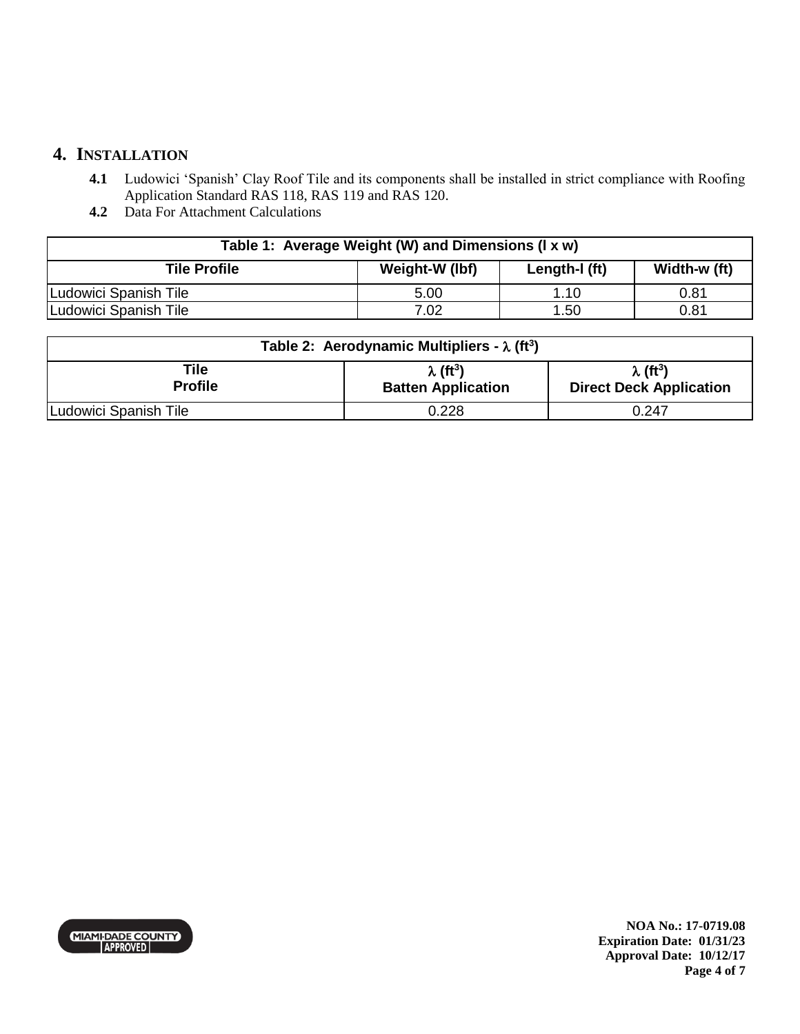## 4. INSTALLATION

**4.1** Ludowici 'Spanish' Clay Roof Tile and its components shall be installed in strict compliance with Roofing Application Standard RAS 118, RAS 119 and RAS 120.

**4.2** Data For Attachment Calculations

| Table 1: Average Weight (W) and Dimensions (l x w) | | | |
|---|---|---|---|
| **Tile Profile** | **Weight-W (lbf)** | **Length-l (ft)** | **Width-w (ft)** |
| Ludowici Spanish Tile | 5.00 | 1.10 | 0.81 |
| Ludowici Spanish Tile | 7.02 | 1.50 | 0.81 |

| Table 2: Aerodynamic Multipliers - $\lambda$ ($ft^3$) | | |
|---|---|---|
| **Tile Profile** | **$\lambda$ ($ft^3$) Batten Application** | **$\lambda$ ($ft^3$) Direct Deck Application** |
| Ludowici Spanish Tile | 0.228 | 0.247 |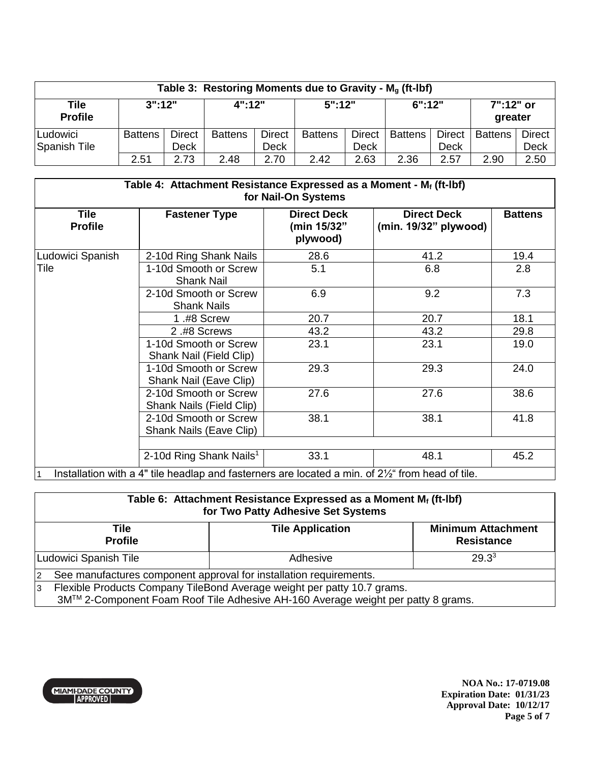| Table 3: Restoring Moments due to Gravity - $M_g$ (ft-lbf) | | | | | | | | | | |
|---|---|---|---|---|---|---|---|---|---|---|
| Tile Profile | 3":12" | | 4":12" | | 5":12" | | 6":12" | | 7":12" or greater | |
| Ludowici Spanish Tile | Battens | Direct Deck | Battens | Direct Deck | Battens | Direct Deck | Battens | Direct Deck | Battens | Direct Deck |
| | 2.51 | 2.73 | 2.48 | 2.70 | 2.42 | 2.63 | 2.36 | 2.57 | 2.90 | 2.50 |

| Table 4: Attachment Resistance Expressed as a Moment - $M_f$ (ft-lbf) for Nail-On Systems | | | | |
|---|---|---|---|---|
| Tile Profile | Fastener Type | Direct Deck (min 15/32" plywood) | Direct Deck (min. 19/32" plywood) | Battens |
| Ludowici Spanish Tile | 2-10d Ring Shank Nails | 28.6 | 41.2 | 19.4 |
| | 1-10d Smooth or Screw Shank Nail | 5.1 | 6.8 | 2.8 |
| | 2-10d Smooth or Screw Shank Nails | 6.9 | 9.2 | 7.3 |
| | 1 .#8 Screw | 20.7 | 20.7 | 18.1 |
| | 2 .#8 Screws | 43.2 | 43.2 | 29.8 |
| | 1-10d Smooth or Screw Shank Nail (Field Clip) | 23.1 | 23.1 | 19.0 |
| | 1-10d Smooth or Screw Shank Nail (Eave Clip) | 29.3 | 29.3 | 24.0 |
| | 2-10d Smooth or Screw Shank Nails (Field Clip) | 27.6 | 27.6 | 38.6 |
| | 2-10d Smooth or Screw Shank Nails (Eave Clip) | 38.1 | 38.1 | 41.8 |
| | | | | |
| | 2-10d Ring Shank Nails[1] | 33.1 | 48.1 | 45.2 |

1 Installation with a 4" tile headlap and fasteners are located a min. of 2½" from head of tile.

| Table 6: Attachment Resistance Expressed as a Moment $M_f$ (ft-lbf) for Two Patty Adhesive Set Systems | | |
|---|---|---|
| Tile Profile | Tile Application | Minimum Attachment Resistance |
| Ludowici Spanish Tile | Adhesive | 29.3[3] |

2 See manufactures component approval for installation requirements.

3 Flexible Products Company TileBond Average weight per patty 10.7 grams.
3M™ 2-Component Foam Roof Tile Adhesive AH-160 Average weight per patty 8 grams.

MIAMI-DADE COUNTY APPROVED

**NOA No.: 17-0719.08**
**Expiration Date: 01/31/23**
**Approval Date: 10/12/17**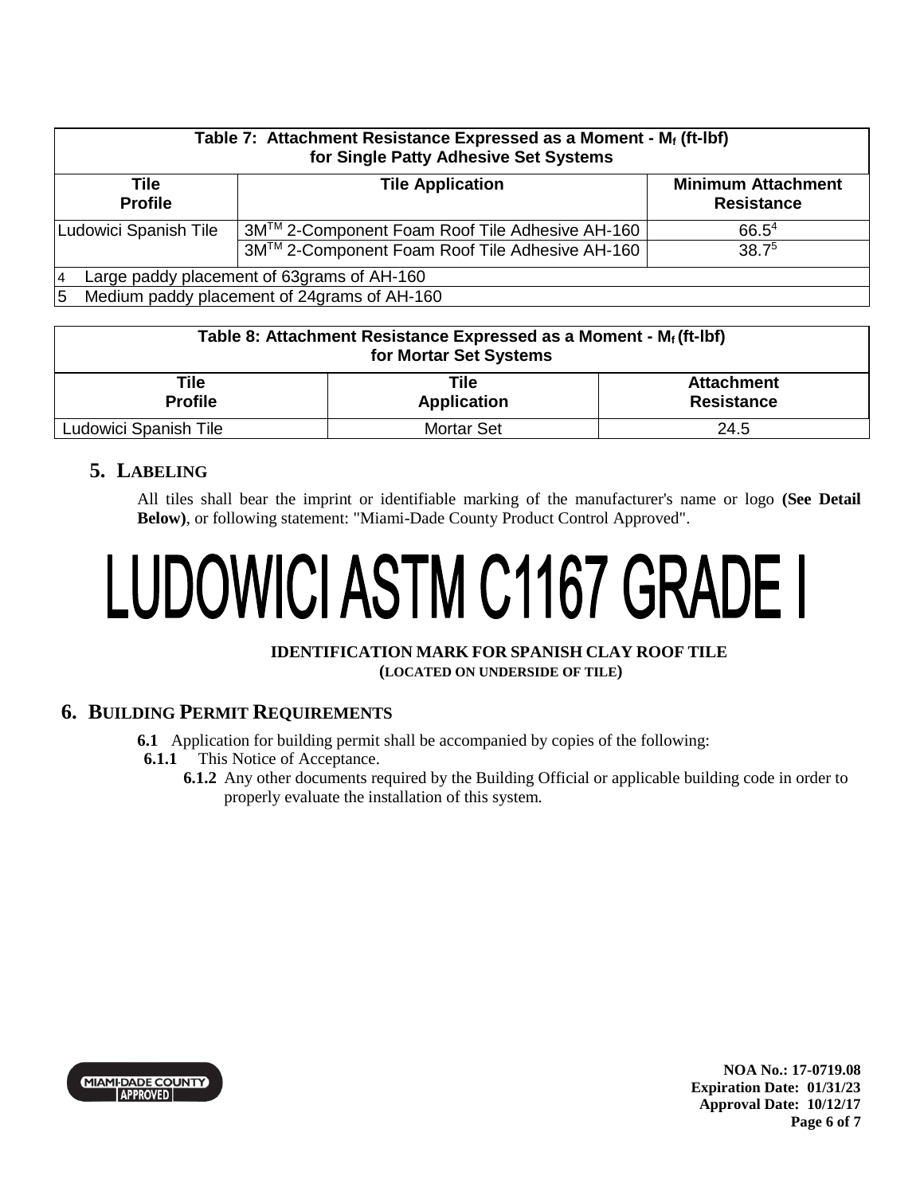| Table 7: Attachment Resistance Expressed as a Moment - $M_f$ (ft-lbf) for Single Patty Adhesive Set Systems | | |
|---|---|---|
| **Tile Profile** | **Tile Application** | **Minimum Attachment Resistance** |
| Ludowici Spanish Tile | 3M™ 2-Component Foam Roof Tile Adhesive AH-160 | 66.5[4] |
| | 3M™ 2-Component Foam Roof Tile Adhesive AH-160 | 38.7[5] |

4 Large paddy placement of 63grams of AH-160

5 Medium paddy placement of 24grams of AH-160

| Table 8: Attachment Resistance Expressed as a Moment - $M_f$ (ft-lbf) for Mortar Set Systems | | |
|---|---|---|
| **Tile Profile** | **Tile Application** | **Attachment Resistance** |
| Ludowici Spanish Tile | Mortar Set | 24.5 |

## 5. Labeling

All tiles shall bear the imprint or identifiable marking of the manufacturer's name or logo **(See Detail Below)**, or following statement: "Miami-Dade County Product Control Approved".

# LUDOWICI ASTM C1167 GRADE I

**IDENTIFICATION MARK FOR SPANISH CLAY ROOF TILE**
**(LOCATED ON UNDERSIDE OF TILE)**

## 6. Building Permit Requirements

**6.1** Application for building permit shall be accompanied by copies of the following:

**6.1.1** This Notice of Acceptance.

**6.1.2** Any other documents required by the Building Official or applicable building code in order to properly evaluate the installation of this system.

MIAMI-DADE COUNTY APPROVED

**NOA No.: 17-0719.08**
**Expiration Date: 01/31/23**
**Approval Date: 10/12/17**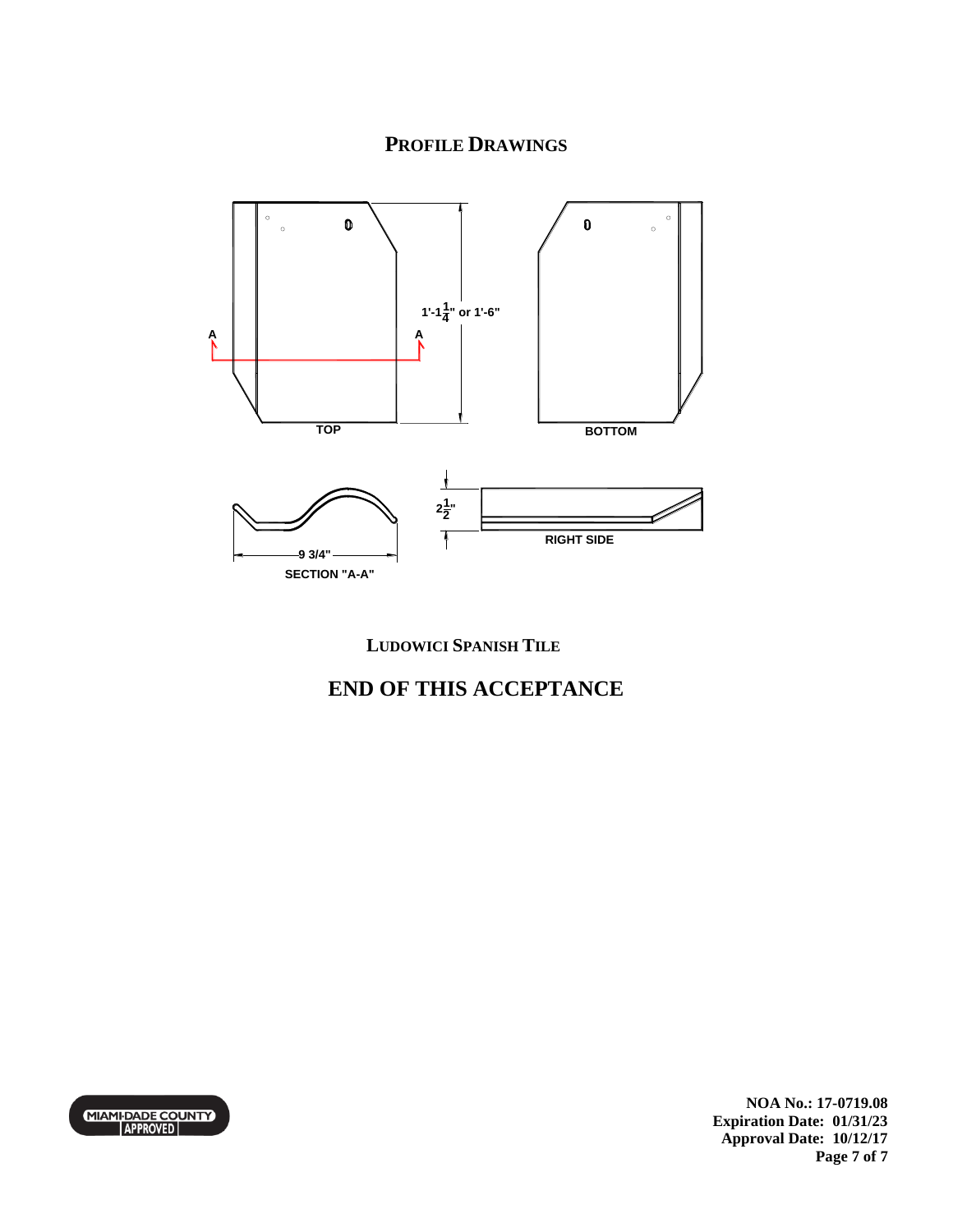## PROFILE DRAWINGS

1'-1$\frac{1}{4}$" or 1'-6"

A

A

TOP

BOTTOM

$2\frac{1}{2}$"

RIGHT SIDE

9 3/4"

SECTION "A-A"

**LUDOWICI SPANISH TILE**

# END OF THIS ACCEPTANCE

MIAMI-DADE COUNTY APPROVED

**NOA No.: 17-0719.08**
**Expiration Date: 01/31/23**
**Approval Date: 10/12/17**